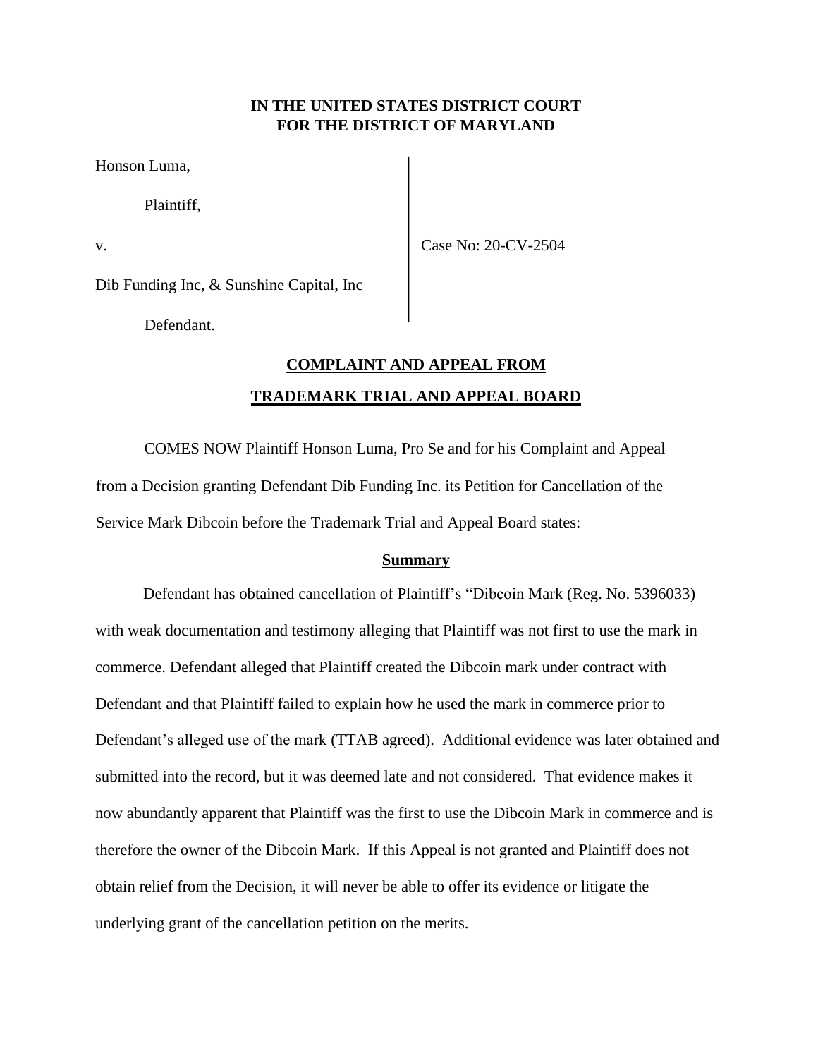**IN THE UNITED STATES DISTRICT COURT**
**FOR THE DISTRICT OF MARYLAND**

Honson Luma,

Plaintiff,

v.

Dib Funding Inc, & Sunshine Capital, Inc

Defendant.

Case No: 20-CV-2504

## COMPLAINT AND APPEAL FROM TRADEMARK TRIAL AND APPEAL BOARD

COMES NOW Plaintiff Honson Luma, Pro Se and for his Complaint and Appeal from a Decision granting Defendant Dib Funding Inc. its Petition for Cancellation of the Service Mark Dibcoin before the Trademark Trial and Appeal Board states:

### Summary

Defendant has obtained cancellation of Plaintiff's "Dibcoin Mark (Reg. No. 5396033) with weak documentation and testimony alleging that Plaintiff was not first to use the mark in commerce. Defendant alleged that Plaintiff created the Dibcoin mark under contract with Defendant and that Plaintiff failed to explain how he used the mark in commerce prior to Defendant's alleged use of the mark (TTAB agreed). Additional evidence was later obtained and submitted into the record, but it was deemed late and not considered. That evidence makes it now abundantly apparent that Plaintiff was the first to use the Dibcoin Mark in commerce and is therefore the owner of the Dibcoin Mark. If this Appeal is not granted and Plaintiff does not obtain relief from the Decision, it will never be able to offer its evidence or litigate the underlying grant of the cancellation petition on the merits.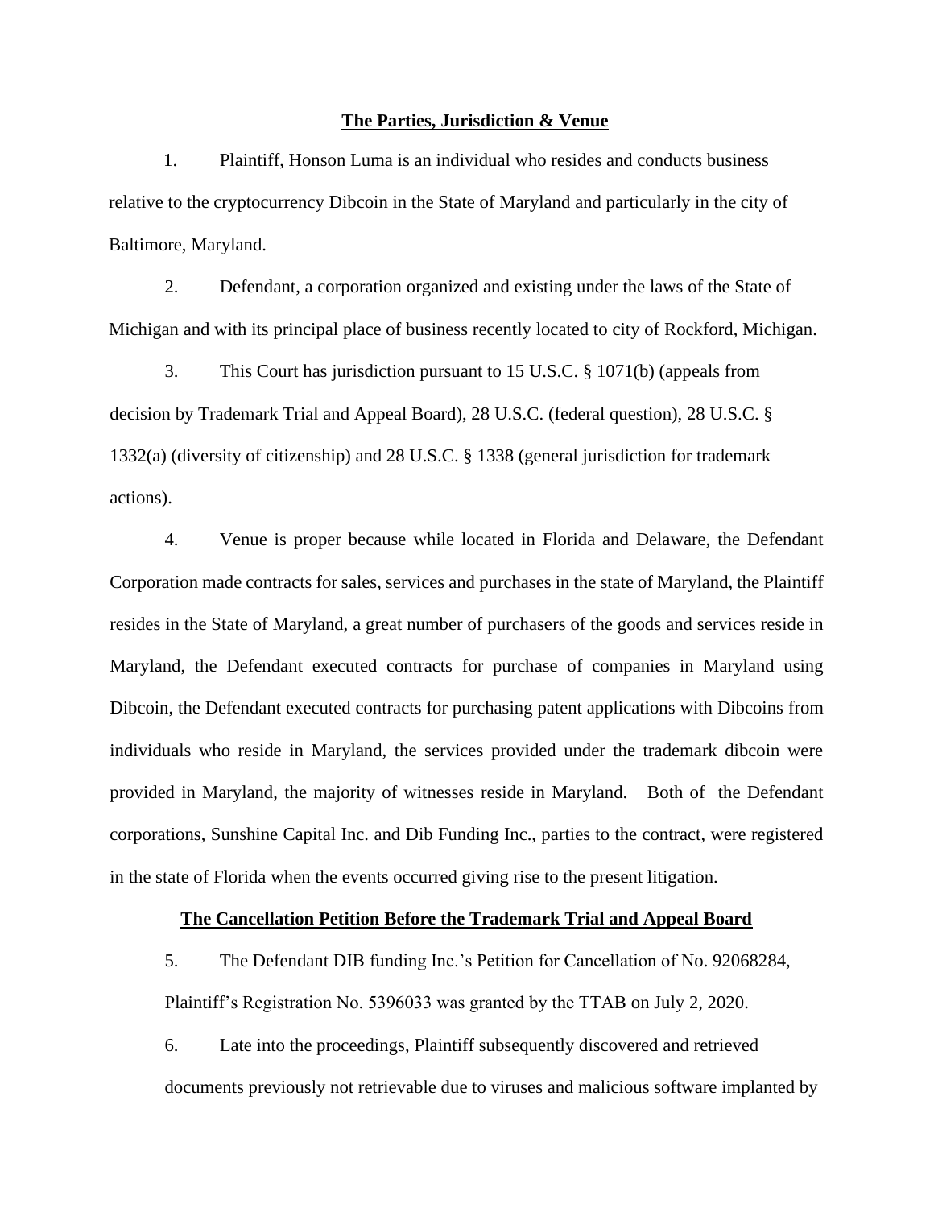## The Parties, Jurisdiction & Venue

1. Plaintiff, Honson Luma is an individual who resides and conducts business relative to the cryptocurrency Dibcoin in the State of Maryland and particularly in the city of Baltimore, Maryland.

2. Defendant, a corporation organized and existing under the laws of the State of Michigan and with its principal place of business recently located to city of Rockford, Michigan.

3. This Court has jurisdiction pursuant to 15 U.S.C. § 1071(b) (appeals from decision by Trademark Trial and Appeal Board), 28 U.S.C. (federal question), 28 U.S.C. § 1332(a) (diversity of citizenship) and 28 U.S.C. § 1338 (general jurisdiction for trademark actions).

4. Venue is proper because while located in Florida and Delaware, the Defendant Corporation made contracts for sales, services and purchases in the state of Maryland, the Plaintiff resides in the State of Maryland, a great number of purchasers of the goods and services reside in Maryland, the Defendant executed contracts for purchase of companies in Maryland using Dibcoin, the Defendant executed contracts for purchasing patent applications with Dibcoins from individuals who reside in Maryland, the services provided under the trademark dibcoin were provided in Maryland, the majority of witnesses reside in Maryland. Both of the Defendant corporations, Sunshine Capital Inc. and Dib Funding Inc., parties to the contract, were registered in the state of Florida when the events occurred giving rise to the present litigation.

## The Cancellation Petition Before the Trademark Trial and Appeal Board

5. The Defendant DIB funding Inc.'s Petition for Cancellation of No. 92068284, Plaintiff's Registration No. 5396033 was granted by the TTAB on July 2, 2020.

6. Late into the proceedings, Plaintiff subsequently discovered and retrieved documents previously not retrievable due to viruses and malicious software implanted by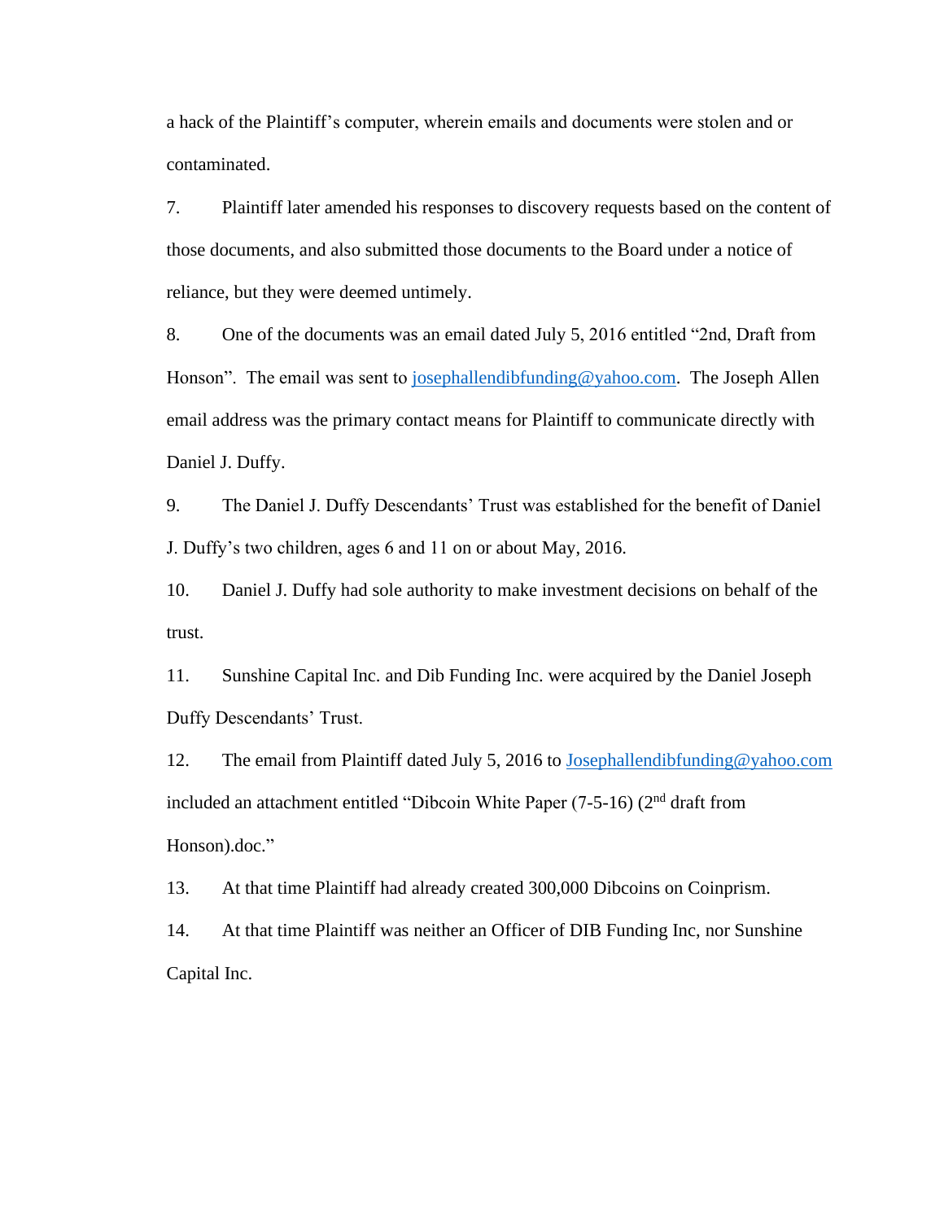a hack of the Plaintiff's computer, wherein emails and documents were stolen and or contaminated.

7. Plaintiff later amended his responses to discovery requests based on the content of those documents, and also submitted those documents to the Board under a notice of reliance, but they were deemed untimely.

8. One of the documents was an email dated July 5, 2016 entitled "2nd, Draft from Honson". The email was sent to josephallendibfunding@yahoo.com. The Joseph Allen email address was the primary contact means for Plaintiff to communicate directly with Daniel J. Duffy.

9. The Daniel J. Duffy Descendants' Trust was established for the benefit of Daniel J. Duffy's two children, ages 6 and 11 on or about May, 2016.

10. Daniel J. Duffy had sole authority to make investment decisions on behalf of the trust.

11. Sunshine Capital Inc. and Dib Funding Inc. were acquired by the Daniel Joseph Duffy Descendants' Trust.

12. The email from Plaintiff dated July 5, 2016 to Josephallendibfunding@yahoo.com included an attachment entitled "Dibcoin White Paper (7-5-16) (2nd draft from Honson).doc."

13. At that time Plaintiff had already created 300,000 Dibcoins on Coinprism.

14. At that time Plaintiff was neither an Officer of DIB Funding Inc, nor Sunshine Capital Inc.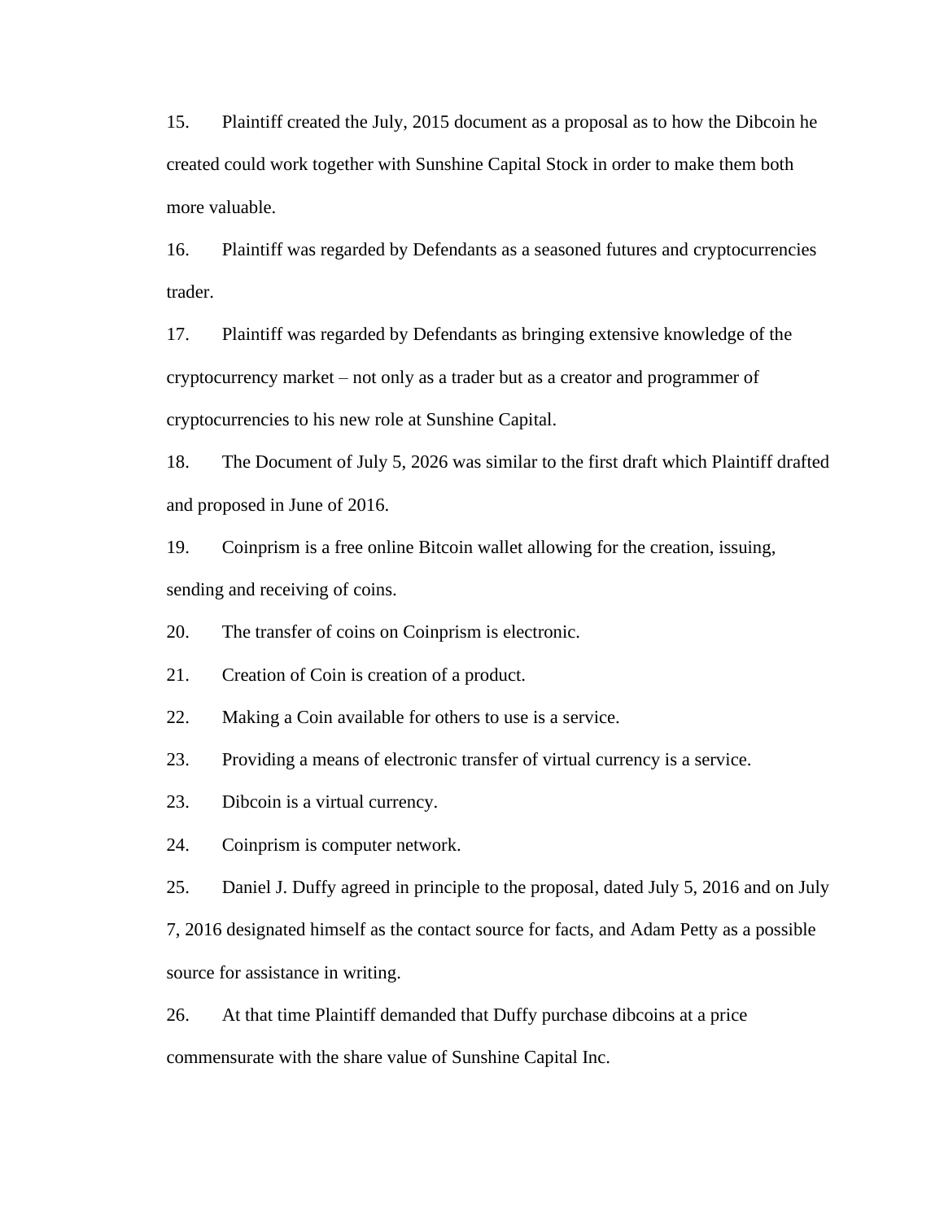15. Plaintiff created the July, 2015 document as a proposal as to how the Dibcoin he created could work together with Sunshine Capital Stock in order to make them both more valuable.

16. Plaintiff was regarded by Defendants as a seasoned futures and cryptocurrencies trader.

17. Plaintiff was regarded by Defendants as bringing extensive knowledge of the cryptocurrency market – not only as a trader but as a creator and programmer of cryptocurrencies to his new role at Sunshine Capital.

18. The Document of July 5, 2026 was similar to the first draft which Plaintiff drafted and proposed in June of 2016.

19. Coinprism is a free online Bitcoin wallet allowing for the creation, issuing, sending and receiving of coins.

20. The transfer of coins on Coinprism is electronic.

21. Creation of Coin is creation of a product.

22. Making a Coin available for others to use is a service.

23. Providing a means of electronic transfer of virtual currency is a service.

23. Dibcoin is a virtual currency.

24. Coinprism is computer network.

25. Daniel J. Duffy agreed in principle to the proposal, dated July 5, 2016 and on July 7, 2016 designated himself as the contact source for facts, and Adam Petty as a possible source for assistance in writing.

26. At that time Plaintiff demanded that Duffy purchase dibcoins at a price commensurate with the share value of Sunshine Capital Inc.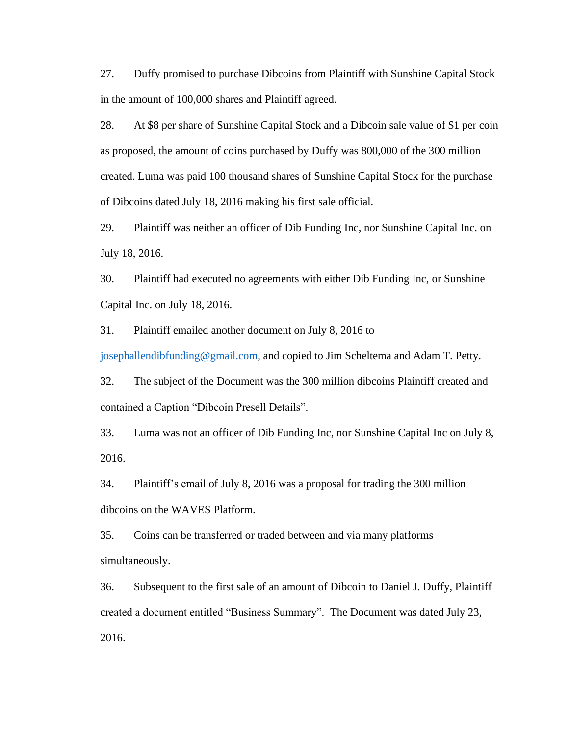27. Duffy promised to purchase Dibcoins from Plaintiff with Sunshine Capital Stock in the amount of 100,000 shares and Plaintiff agreed.

28. At $8 per share of Sunshine Capital Stock and a Dibcoin sale value of $1 per coin as proposed, the amount of coins purchased by Duffy was 800,000 of the 300 million created. Luma was paid 100 thousand shares of Sunshine Capital Stock for the purchase of Dibcoins dated July 18, 2016 making his first sale official.

29. Plaintiff was neither an officer of Dib Funding Inc, nor Sunshine Capital Inc. on July 18, 2016.

30. Plaintiff had executed no agreements with either Dib Funding Inc, or Sunshine Capital Inc. on July 18, 2016.

31. Plaintiff emailed another document on July 8, 2016 to josephallendibfunding@gmail.com, and copied to Jim Scheltema and Adam T. Petty.

32. The subject of the Document was the 300 million dibcoins Plaintiff created and contained a Caption "Dibcoin Presell Details".

33. Luma was not an officer of Dib Funding Inc, nor Sunshine Capital Inc on July 8, 2016.

34. Plaintiff's email of July 8, 2016 was a proposal for trading the 300 million dibcoins on the WAVES Platform.

35. Coins can be transferred or traded between and via many platforms simultaneously.

36. Subsequent to the first sale of an amount of Dibcoin to Daniel J. Duffy, Plaintiff created a document entitled "Business Summary". The Document was dated July 23, 2016.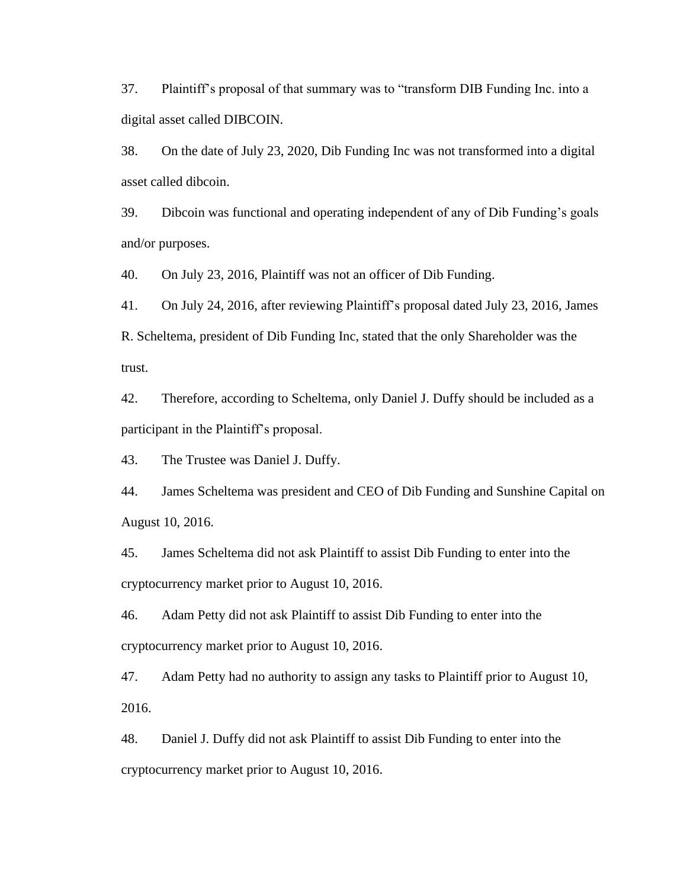37. Plaintiff's proposal of that summary was to "transform DIB Funding Inc. into a digital asset called DIBCOIN.

38. On the date of July 23, 2020, Dib Funding Inc was not transformed into a digital asset called dibcoin.

39. Dibcoin was functional and operating independent of any of Dib Funding's goals and/or purposes.

40. On July 23, 2016, Plaintiff was not an officer of Dib Funding.

41. On July 24, 2016, after reviewing Plaintiff's proposal dated July 23, 2016, James R. Scheltema, president of Dib Funding Inc, stated that the only Shareholder was the trust.

42. Therefore, according to Scheltema, only Daniel J. Duffy should be included as a participant in the Plaintiff's proposal.

43. The Trustee was Daniel J. Duffy.

44. James Scheltema was president and CEO of Dib Funding and Sunshine Capital on August 10, 2016.

45. James Scheltema did not ask Plaintiff to assist Dib Funding to enter into the cryptocurrency market prior to August 10, 2016.

46. Adam Petty did not ask Plaintiff to assist Dib Funding to enter into the cryptocurrency market prior to August 10, 2016.

47. Adam Petty had no authority to assign any tasks to Plaintiff prior to August 10, 2016.

48. Daniel J. Duffy did not ask Plaintiff to assist Dib Funding to enter into the cryptocurrency market prior to August 10, 2016.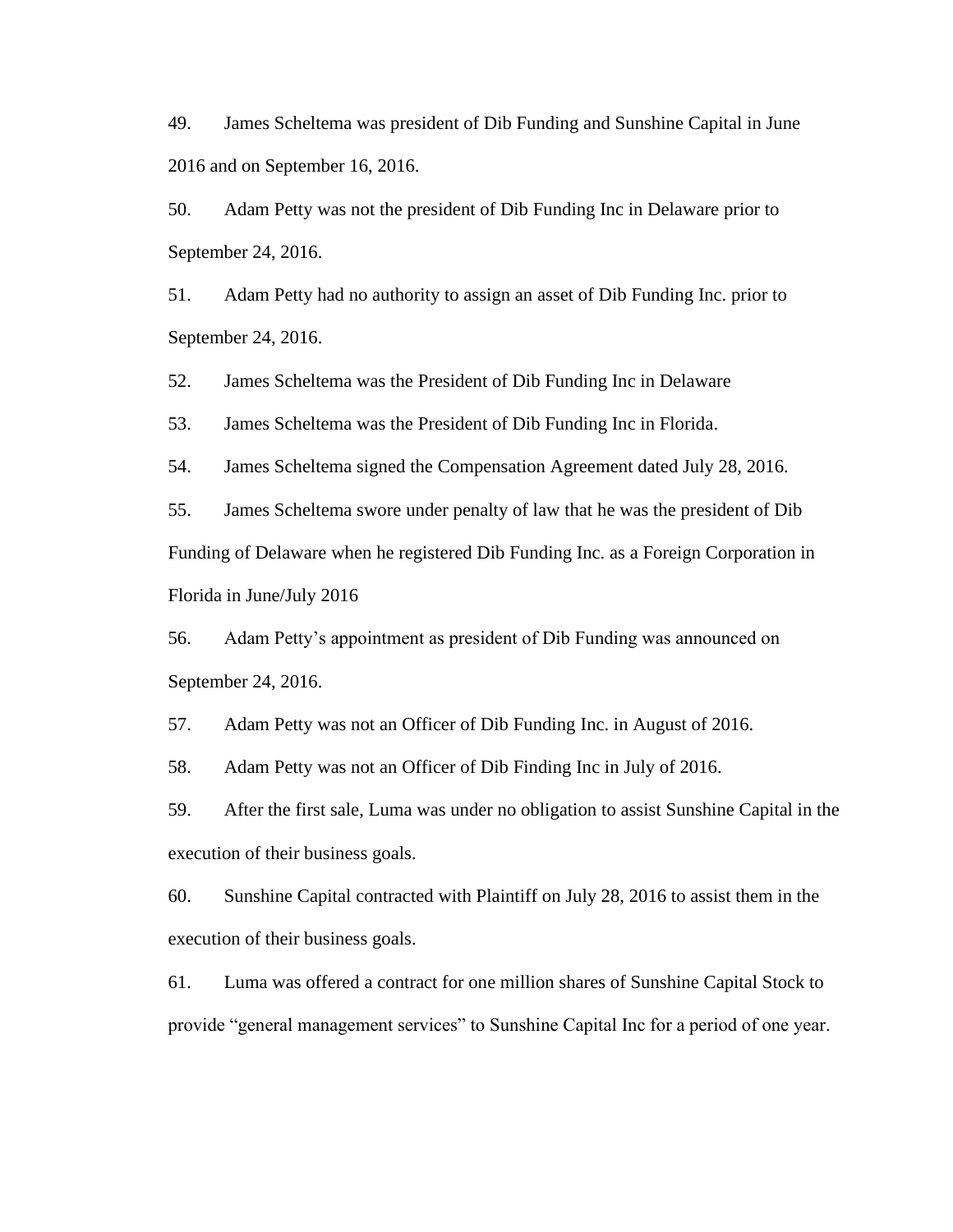49. James Scheltema was president of Dib Funding and Sunshine Capital in June 2016 and on September 16, 2016.

50. Adam Petty was not the president of Dib Funding Inc in Delaware prior to September 24, 2016.

51. Adam Petty had no authority to assign an asset of Dib Funding Inc. prior to September 24, 2016.

52. James Scheltema was the President of Dib Funding Inc in Delaware

53. James Scheltema was the President of Dib Funding Inc in Florida.

54. James Scheltema signed the Compensation Agreement dated July 28, 2016.

55. James Scheltema swore under penalty of law that he was the president of Dib Funding of Delaware when he registered Dib Funding Inc. as a Foreign Corporation in Florida in June/July 2016

56. Adam Petty's appointment as president of Dib Funding was announced on September 24, 2016.

57. Adam Petty was not an Officer of Dib Funding Inc. in August of 2016.

58. Adam Petty was not an Officer of Dib Finding Inc in July of 2016.

59. After the first sale, Luma was under no obligation to assist Sunshine Capital in the execution of their business goals.

60. Sunshine Capital contracted with Plaintiff on July 28, 2016 to assist them in the execution of their business goals.

61. Luma was offered a contract for one million shares of Sunshine Capital Stock to provide "general management services" to Sunshine Capital Inc for a period of one year.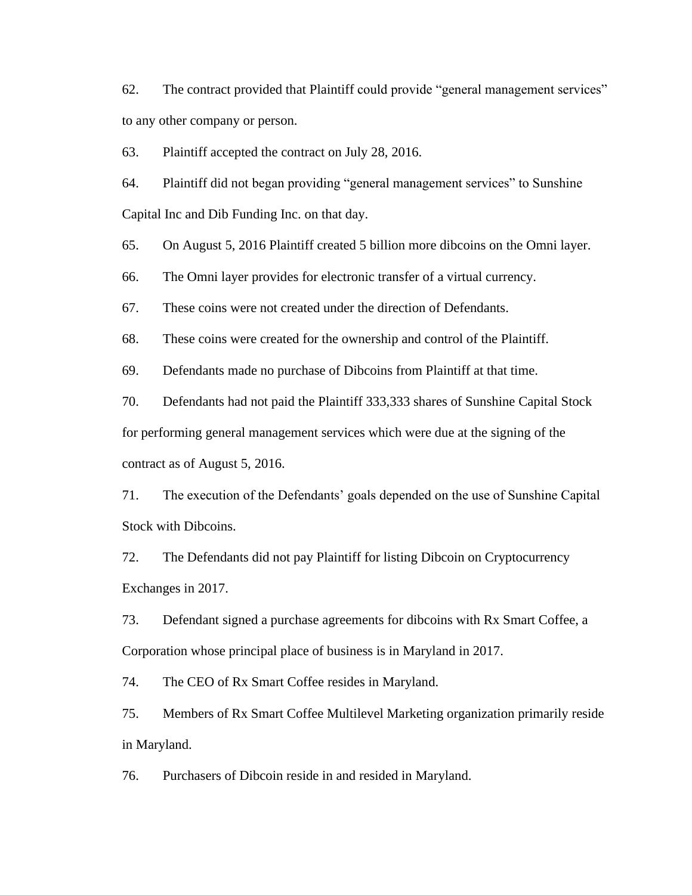62. The contract provided that Plaintiff could provide "general management services" to any other company or person.

63. Plaintiff accepted the contract on July 28, 2016.

64. Plaintiff did not began providing "general management services" to Sunshine Capital Inc and Dib Funding Inc. on that day.

65. On August 5, 2016 Plaintiff created 5 billion more dibcoins on the Omni layer.

66. The Omni layer provides for electronic transfer of a virtual currency.

67. These coins were not created under the direction of Defendants.

68. These coins were created for the ownership and control of the Plaintiff.

69. Defendants made no purchase of Dibcoins from Plaintiff at that time.

70. Defendants had not paid the Plaintiff 333,333 shares of Sunshine Capital Stock for performing general management services which were due at the signing of the contract as of August 5, 2016.

71. The execution of the Defendants' goals depended on the use of Sunshine Capital Stock with Dibcoins.

72. The Defendants did not pay Plaintiff for listing Dibcoin on Cryptocurrency Exchanges in 2017.

73. Defendant signed a purchase agreements for dibcoins with Rx Smart Coffee, a Corporation whose principal place of business is in Maryland in 2017.

74. The CEO of Rx Smart Coffee resides in Maryland.

75. Members of Rx Smart Coffee Multilevel Marketing organization primarily reside in Maryland.

76. Purchasers of Dibcoin reside in and resided in Maryland.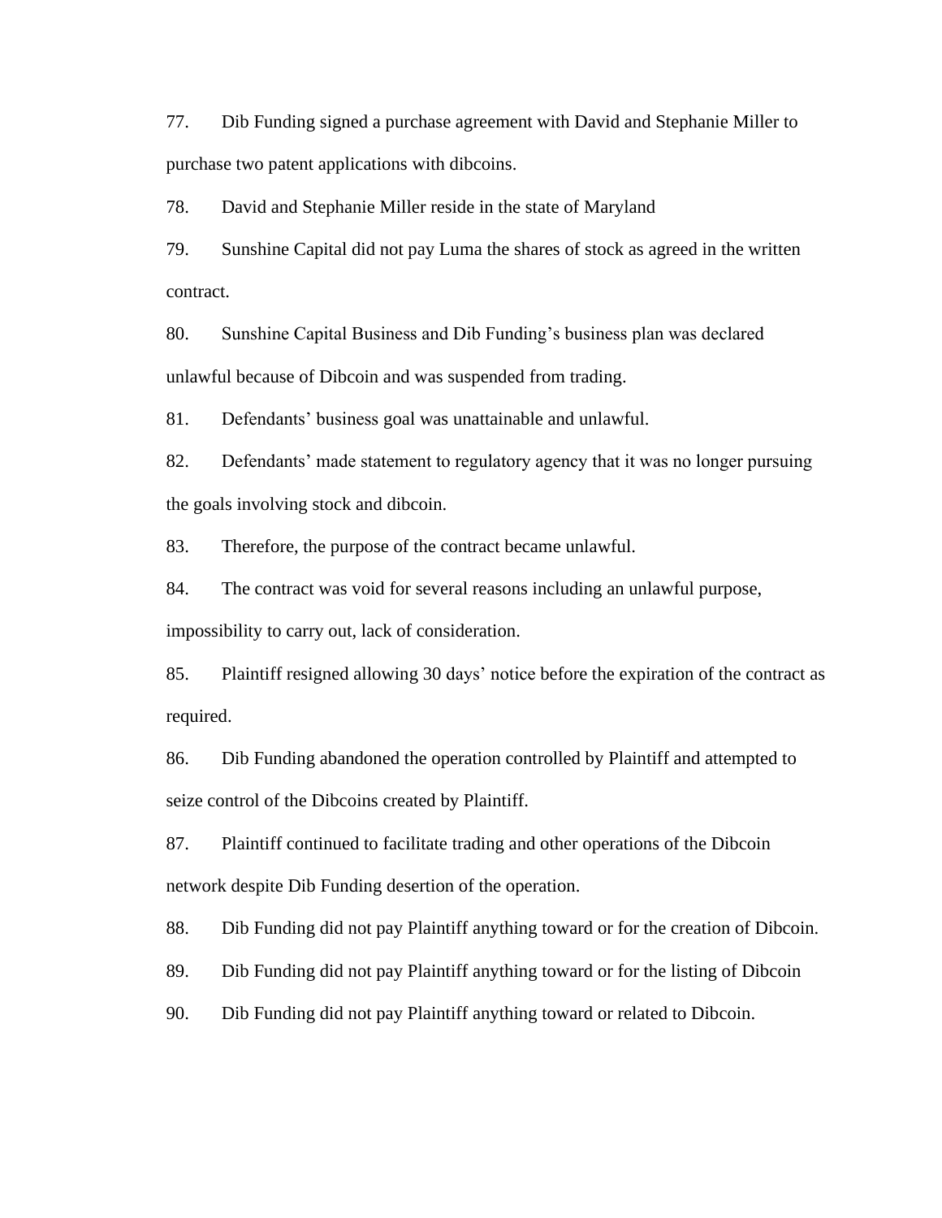77. Dib Funding signed a purchase agreement with David and Stephanie Miller to purchase two patent applications with dibcoins.

78. David and Stephanie Miller reside in the state of Maryland

79. Sunshine Capital did not pay Luma the shares of stock as agreed in the written contract.

80. Sunshine Capital Business and Dib Funding's business plan was declared unlawful because of Dibcoin and was suspended from trading.

81. Defendants' business goal was unattainable and unlawful.

82. Defendants' made statement to regulatory agency that it was no longer pursuing the goals involving stock and dibcoin.

83. Therefore, the purpose of the contract became unlawful.

84. The contract was void for several reasons including an unlawful purpose, impossibility to carry out, lack of consideration.

85. Plaintiff resigned allowing 30 days' notice before the expiration of the contract as required.

86. Dib Funding abandoned the operation controlled by Plaintiff and attempted to seize control of the Dibcoins created by Plaintiff.

87. Plaintiff continued to facilitate trading and other operations of the Dibcoin network despite Dib Funding desertion of the operation.

88. Dib Funding did not pay Plaintiff anything toward or for the creation of Dibcoin.

89. Dib Funding did not pay Plaintiff anything toward or for the listing of Dibcoin

90. Dib Funding did not pay Plaintiff anything toward or related to Dibcoin.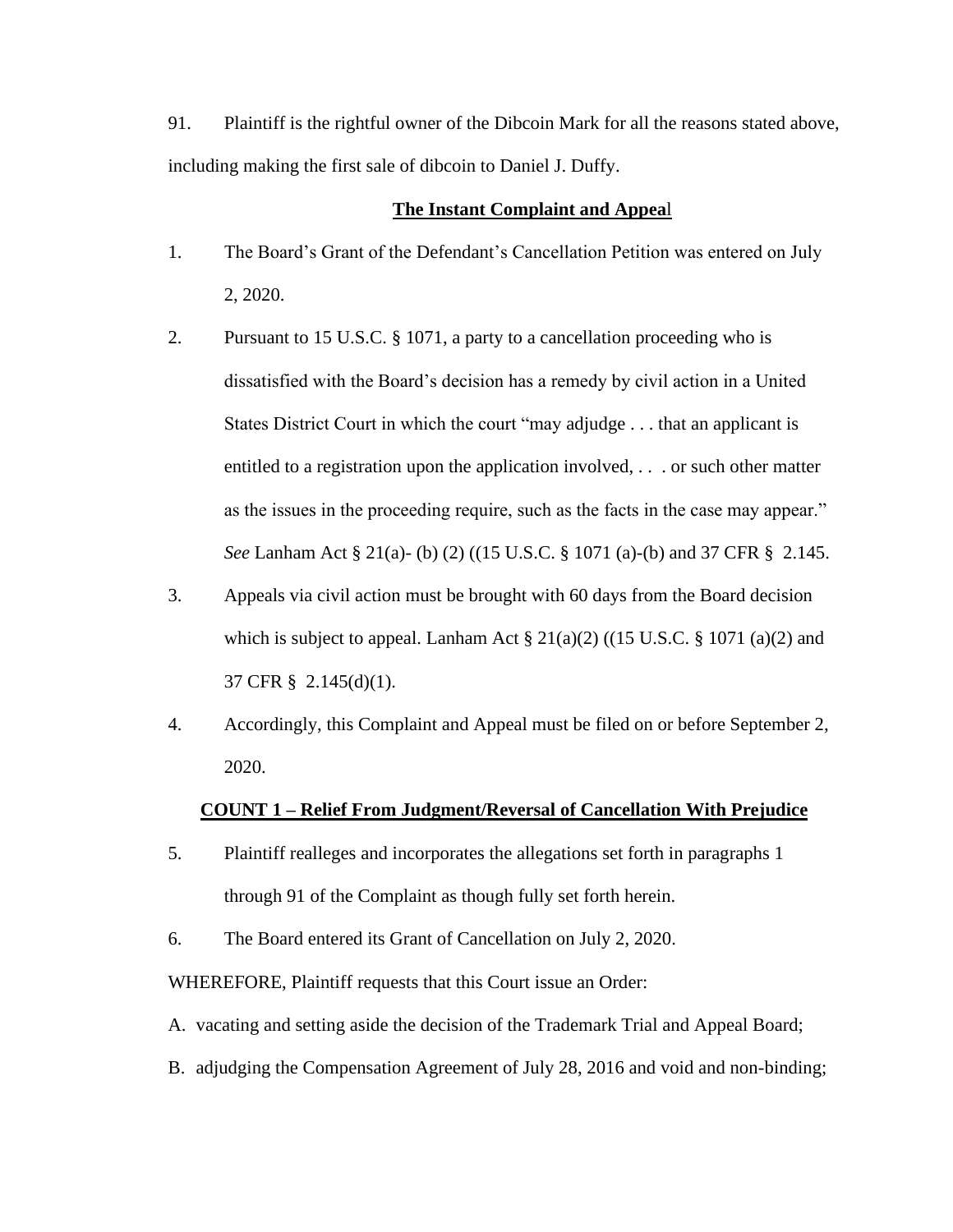91. Plaintiff is the rightful owner of the Dibcoin Mark for all the reasons stated above, including making the first sale of dibcoin to Daniel J. Duffy.

**The Instant Complaint and Appeal**

1. The Board's Grant of the Defendant's Cancellation Petition was entered on July 2, 2020.

2. Pursuant to 15 U.S.C. § 1071, a party to a cancellation proceeding who is dissatisfied with the Board's decision has a remedy by civil action in a United States District Court in which the court "may adjudge . . . that an applicant is entitled to a registration upon the application involved, . . . or such other matter as the issues in the proceeding require, such as the facts in the case may appear." *See* Lanham Act § 21(a)- (b) (2) ((15 U.S.C. § 1071 (a)-(b) and 37 CFR § 2.145.

3. Appeals via civil action must be brought with 60 days from the Board decision which is subject to appeal. Lanham Act § 21(a)(2) ((15 U.S.C. § 1071 (a)(2) and 37 CFR § 2.145(d)(1).

4. Accordingly, this Complaint and Appeal must be filed on or before September 2, 2020.

**COUNT 1 – Relief From Judgment/Reversal of Cancellation With Prejudice**

5. Plaintiff realleges and incorporates the allegations set forth in paragraphs 1 through 91 of the Complaint as though fully set forth herein.

6. The Board entered its Grant of Cancellation on July 2, 2020.

WHEREFORE, Plaintiff requests that this Court issue an Order:

A. vacating and setting aside the decision of the Trademark Trial and Appeal Board;

B. adjudging the Compensation Agreement of July 28, 2016 and void and non-binding;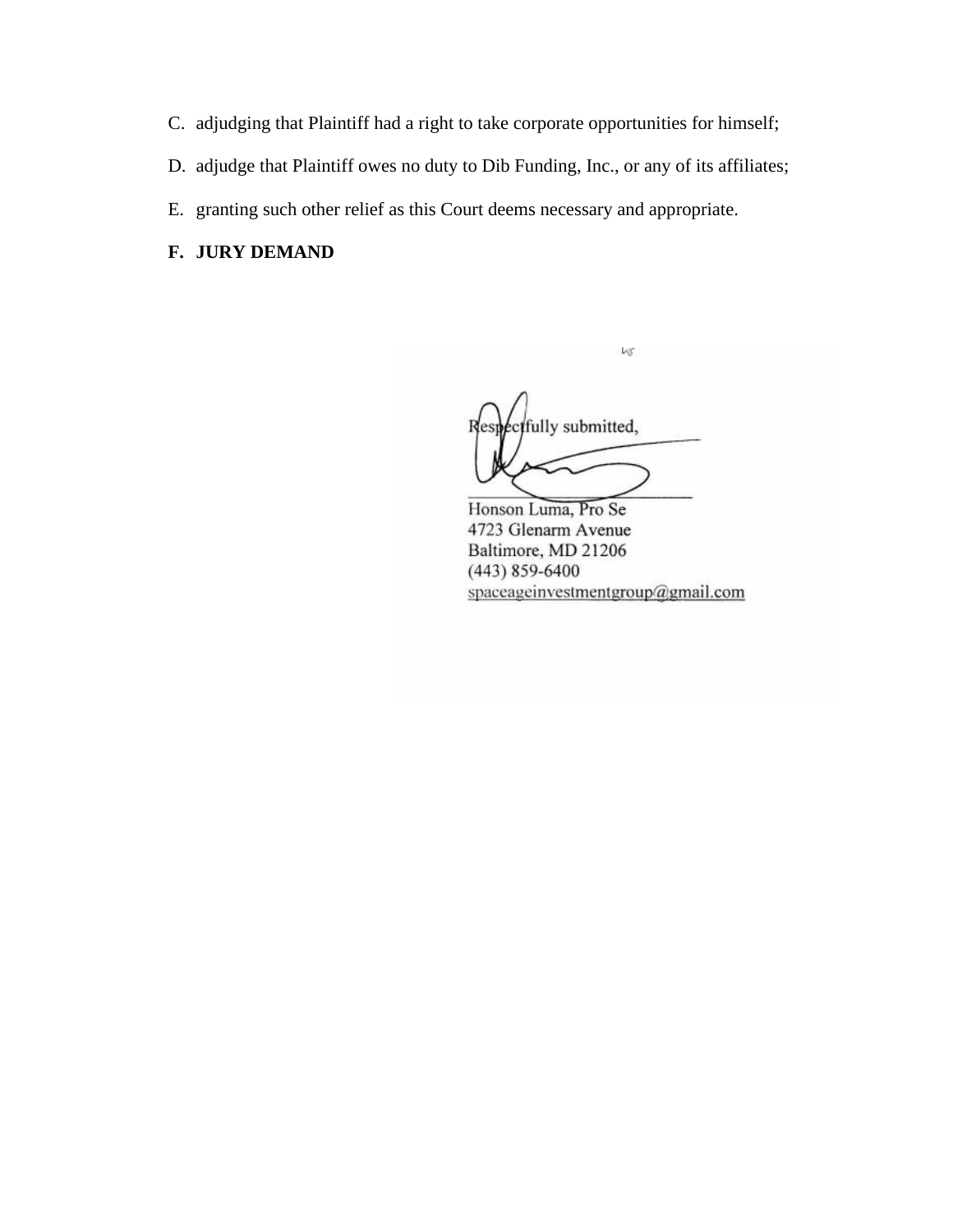C. adjudging that Plaintiff had a right to take corporate opportunities for himself;

D. adjudge that Plaintiff owes no duty to Dib Funding, Inc., or any of its affiliates;

E. granting such other relief as this Court deems necessary and appropriate.

**F. JURY DEMAND**

Respectfully submitted,

\_\_\_\_\_\_\_\_\_\_\_\_\_\_\_\_\_\_\_\_\_\_\_\_\_\_\_\_
Honson Luma, Pro Se
4723 Glenarm Avenue
Baltimore, MD 21206
(443) 859-6400
spaceageinvestmentgroup@gmail.com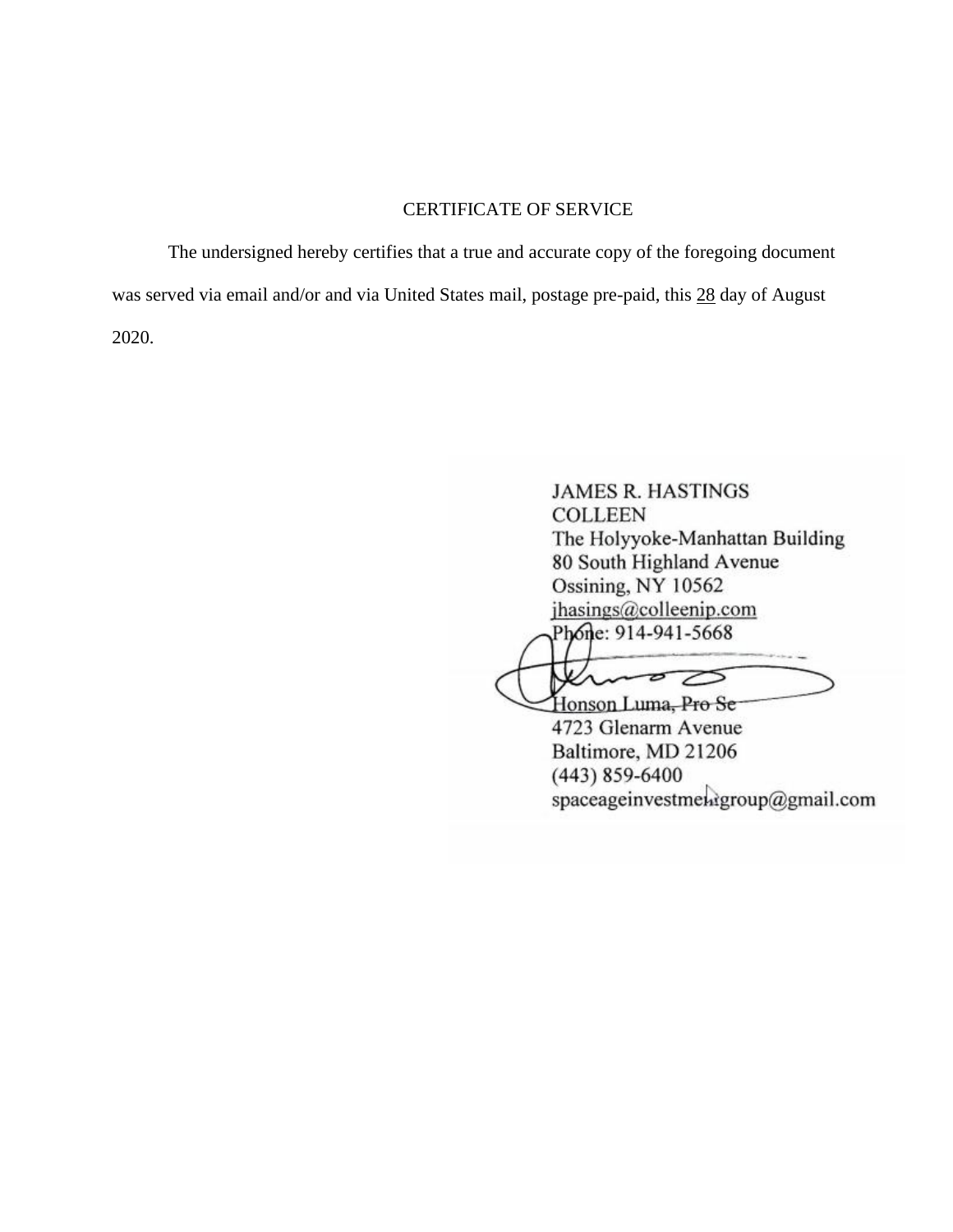CERTIFICATE OF SERVICE

The undersigned hereby certifies that a true and accurate copy of the foregoing document was served via email and/or and via United States mail, postage pre-paid, this 28 day of August 2020.

JAMES R. HASTINGS
COLLEEN
The Holyyoke-Manhattan Building
80 South Highland Avenue
Ossining, NY 10562
jhasings@colleenip.com
Phone: 914-941-5668

Honson Luma, Pro Se
4723 Glenarm Avenue
Baltimore, MD 21206
(443) 859-6400
spaceageinvestmentgroup@gmail.com